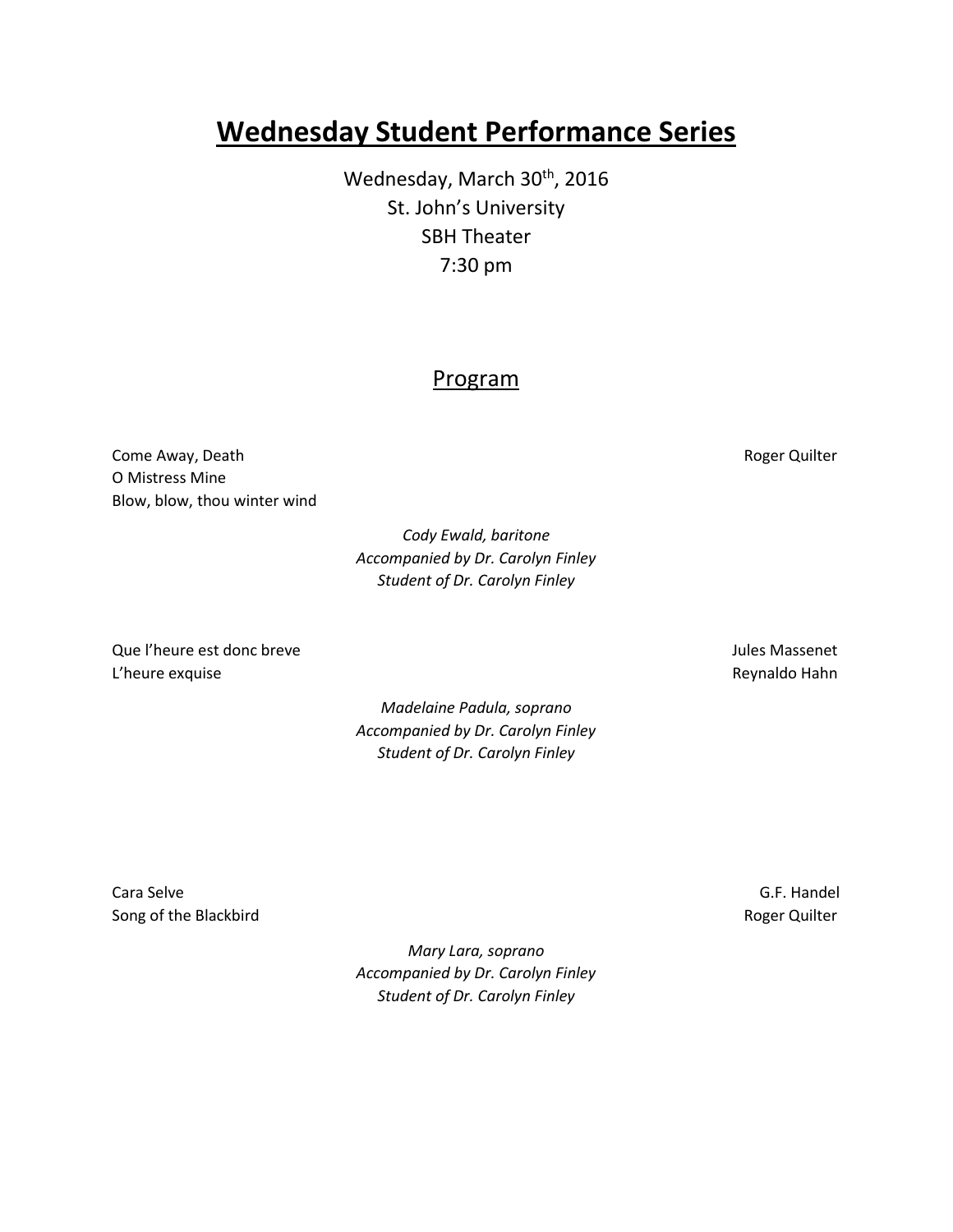# Wednesday Student Performance Series

Wednesday, March 30th, 2016
St. John's University
SBH Theater
7:30 pm

## Program

Come Away, Death — Roger Quilter
O Mistress Mine
Blow, blow, thou winter wind

*Cody Ewald, baritone*
*Accompanied by Dr. Carolyn Finley*
*Student of Dr. Carolyn Finley*

Que l'heure est donc breve — Jules Massenet
L'heure exquise — Reynaldo Hahn

*Madelaine Padula, soprano*
*Accompanied by Dr. Carolyn Finley*
*Student of Dr. Carolyn Finley*

Cara Selve — G.F. Handel
Song of the Blackbird — Roger Quilter

*Mary Lara, soprano*
*Accompanied by Dr. Carolyn Finley*
*Student of Dr. Carolyn Finley*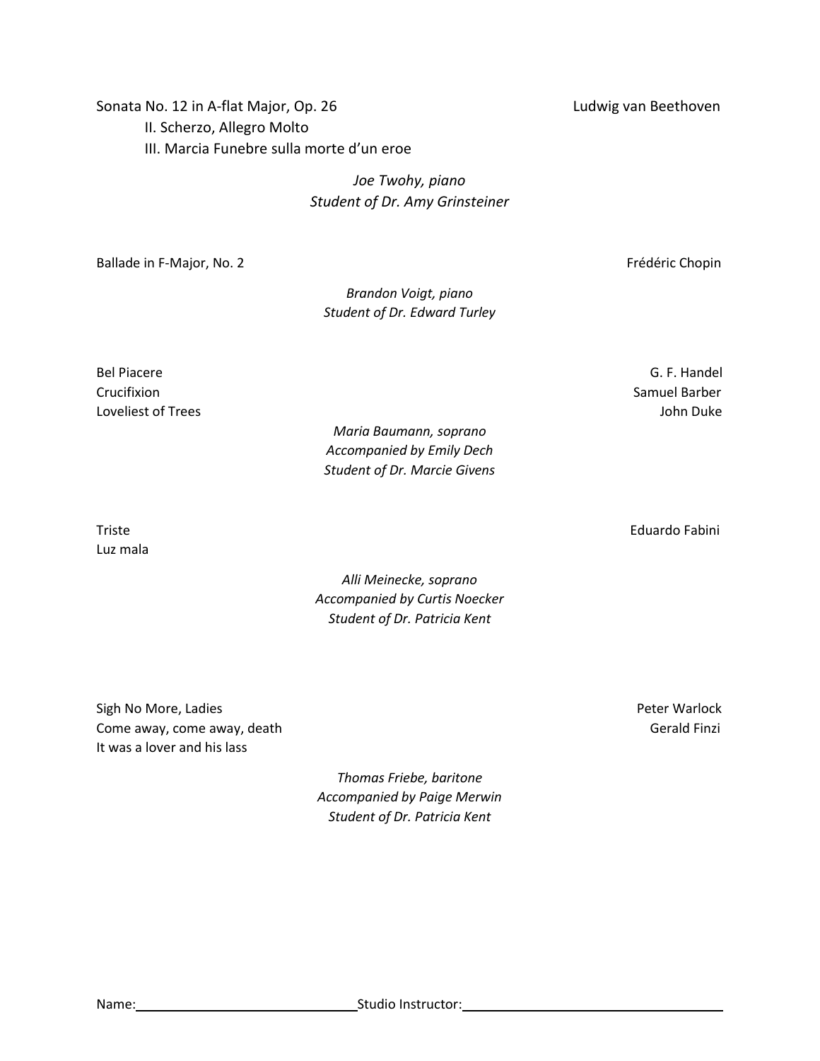Sonata No. 12 in A-flat Major, Op. 26 — Ludwig van Beethoven

II. Scherzo, Allegro Molto

III. Marcia Funebre sulla morte d'un eroe

*Joe Twohy, piano*
*Student of Dr. Amy Grinsteiner*

Ballade in F-Major, No. 2 — Frédéric Chopin

*Brandon Voigt, piano*
*Student of Dr. Edward Turley*

Bel Piacere — G. F. Handel

Crucifixion — Samuel Barber

Loveliest of Trees — John Duke

*Maria Baumann, soprano*
*Accompanied by Emily Dech*
*Student of Dr. Marcie Givens*

Triste — Eduardo Fabini

Luz mala

*Alli Meinecke, soprano*
*Accompanied by Curtis Noecker*
*Student of Dr. Patricia Kent*

Sigh No More, Ladies — Peter Warlock

Come away, come away, death — Gerald Finzi

It was a lover and his lass

*Thomas Friebe, baritone*
*Accompanied by Paige Merwin*
*Student of Dr. Patricia Kent*

Name:______________________________ Studio Instructor:__________________________________